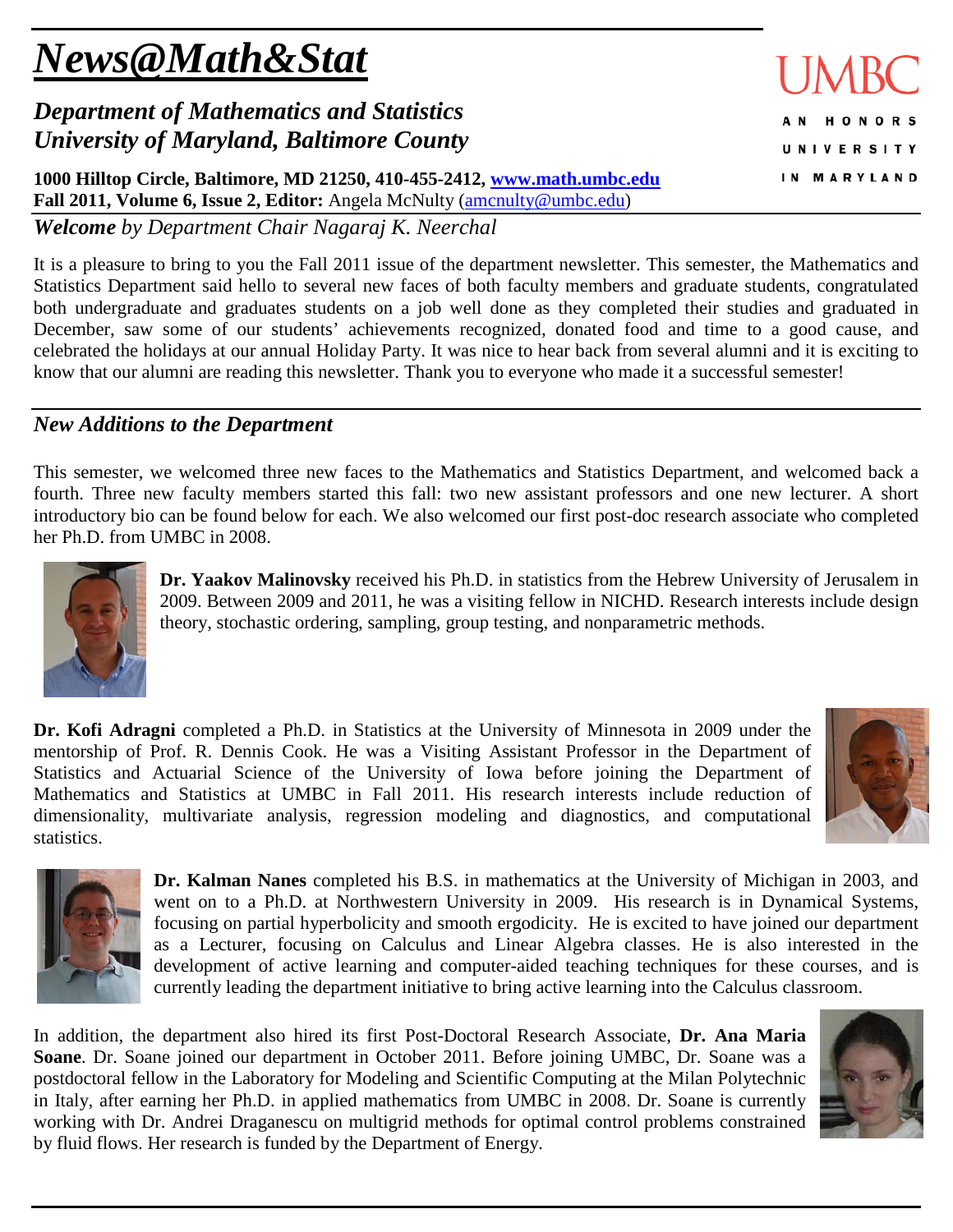# *News@Math&Stat*

## *Department of Mathematics and Statistics*
## *University of Maryland, Baltimore County*

UMBC
AN HONORS UNIVERSITY IN MARYLAND

**1000 Hilltop Circle, Baltimore, MD 21250, 410-455-2412, [www.math.umbc.edu](http://www.math.umbc.edu)**
**Fall 2011, Volume 6, Issue 2, Editor:** Angela McNulty ([amcnulty@umbc.edu](mailto:amcnulty@umbc.edu))

## *Welcome by Department Chair Nagaraj K. Neerchal*

It is a pleasure to bring to you the Fall 2011 issue of the department newsletter. This semester, the Mathematics and Statistics Department said hello to several new faces of both faculty members and graduate students, congratulated both undergraduate and graduates students on a job well done as they completed their studies and graduated in December, saw some of our students' achievements recognized, donated food and time to a good cause, and celebrated the holidays at our annual Holiday Party. It was nice to hear back from several alumni and it is exciting to know that our alumni are reading this newsletter. Thank you to everyone who made it a successful semester!

## *New Additions to the Department*

This semester, we welcomed three new faces to the Mathematics and Statistics Department, and welcomed back a fourth. Three new faculty members started this fall: two new assistant professors and one new lecturer. A short introductory bio can be found below for each. We also welcomed our first post-doc research associate who completed her Ph.D. from UMBC in 2008.

**Dr. Yaakov Malinovsky** received his Ph.D. in statistics from the Hebrew University of Jerusalem in 2009. Between 2009 and 2011, he was a visiting fellow in NICHD. Research interests include design theory, stochastic ordering, sampling, group testing, and nonparametric methods.

**Dr. Kofi Adragni** completed a Ph.D. in Statistics at the University of Minnesota in 2009 under the mentorship of Prof. R. Dennis Cook. He was a Visiting Assistant Professor in the Department of Statistics and Actuarial Science of the University of Iowa before joining the Department of Mathematics and Statistics at UMBC in Fall 2011. His research interests include reduction of dimensionality, multivariate analysis, regression modeling and diagnostics, and computational statistics.

**Dr. Kalman Nanes** completed his B.S. in mathematics at the University of Michigan in 2003, and went on to a Ph.D. at Northwestern University in 2009. His research is in Dynamical Systems, focusing on partial hyperbolicity and smooth ergodicity. He is excited to have joined our department as a Lecturer, focusing on Calculus and Linear Algebra classes. He is also interested in the development of active learning and computer-aided teaching techniques for these courses, and is currently leading the department initiative to bring active learning into the Calculus classroom.

In addition, the department also hired its first Post-Doctoral Research Associate, **Dr. Ana Maria Soane**. Dr. Soane joined our department in October 2011. Before joining UMBC, Dr. Soane was a postdoctoral fellow in the Laboratory for Modeling and Scientific Computing at the Milan Polytechnic in Italy, after earning her Ph.D. in applied mathematics from UMBC in 2008. Dr. Soane is currently working with Dr. Andrei Draganescu on multigrid methods for optimal control problems constrained by fluid flows. Her research is funded by the Department of Energy.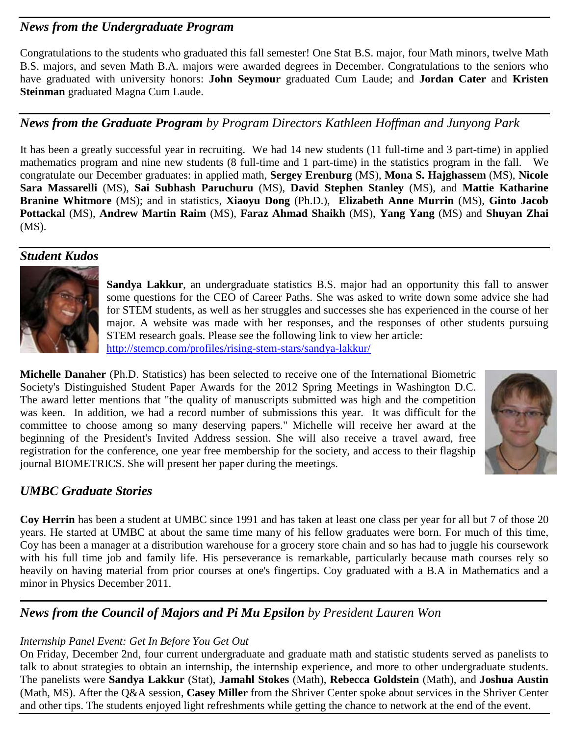## *News from the Undergraduate Program*

Congratulations to the students who graduated this fall semester! One Stat B.S. major, four Math minors, twelve Math B.S. majors, and seven Math B.A. majors were awarded degrees in December. Congratulations to the seniors who have graduated with university honors: **John Seymour** graduated Cum Laude; and **Jordan Cater** and **Kristen Steinman** graduated Magna Cum Laude.

## *News from the Graduate Program by Program Directors Kathleen Hoffman and Junyong Park*

It has been a greatly successful year in recruiting. We had 14 new students (11 full-time and 3 part-time) in applied mathematics program and nine new students (8 full-time and 1 part-time) in the statistics program in the fall. We congratulate our December graduates: in applied math, **Sergey Erenburg** (MS), **Mona S. Hajghassem** (MS), **Nicole Sara Massarelli** (MS), **Sai Subhash Paruchuru** (MS), **David Stephen Stanley** (MS), and **Mattie Katharine Branine Whitmore** (MS); and in statistics, **Xiaoyu Dong** (Ph.D.), **Elizabeth Anne Murrin** (MS), **Ginto Jacob Pottackal** (MS), **Andrew Martin Raim** (MS), **Faraz Ahmad Shaikh** (MS), **Yang Yang** (MS) and **Shuyan Zhai** (MS).

## *Student Kudos*

**Sandya Lakkur**, an undergraduate statistics B.S. major had an opportunity this fall to answer some questions for the CEO of Career Paths. She was asked to write down some advice she had for STEM students, as well as her struggles and successes she has experienced in the course of her major. A website was made with her responses, and the responses of other students pursuing STEM research goals. Please see the following link to view her article: http://stemcp.com/profiles/rising-stem-stars/sandya-lakkur/

**Michelle Danaher** (Ph.D. Statistics) has been selected to receive one of the International Biometric Society's Distinguished Student Paper Awards for the 2012 Spring Meetings in Washington D.C. The award letter mentions that "the quality of manuscripts submitted was high and the competition was keen. In addition, we had a record number of submissions this year. It was difficult for the committee to choose among so many deserving papers." Michelle will receive her award at the beginning of the President's Invited Address session. She will also receive a travel award, free registration for the conference, one year free membership for the society, and access to their flagship journal BIOMETRICS. She will present her paper during the meetings.

## *UMBC Graduate Stories*

**Coy Herrin** has been a student at UMBC since 1991 and has taken at least one class per year for all but 7 of those 20 years. He started at UMBC at about the same time many of his fellow graduates were born. For much of this time, Coy has been a manager at a distribution warehouse for a grocery store chain and so has had to juggle his coursework with his full time job and family life. His perseverance is remarkable, particularly because math courses rely so heavily on having material from prior courses at one's fingertips. Coy graduated with a B.A in Mathematics and a minor in Physics December 2011.

## *News from the Council of Majors and Pi Mu Epsilon by President Lauren Won*

*Internship Panel Event: Get In Before You Get Out*

On Friday, December 2nd, four current undergraduate and graduate math and statistic students served as panelists to talk to about strategies to obtain an internship, the internship experience, and more to other undergraduate students. The panelists were **Sandya Lakkur** (Stat), **Jamahl Stokes** (Math), **Rebecca Goldstein** (Math), and **Joshua Austin** (Math, MS). After the Q&A session, **Casey Miller** from the Shriver Center spoke about services in the Shriver Center and other tips. The students enjoyed light refreshments while getting the chance to network at the end of the event.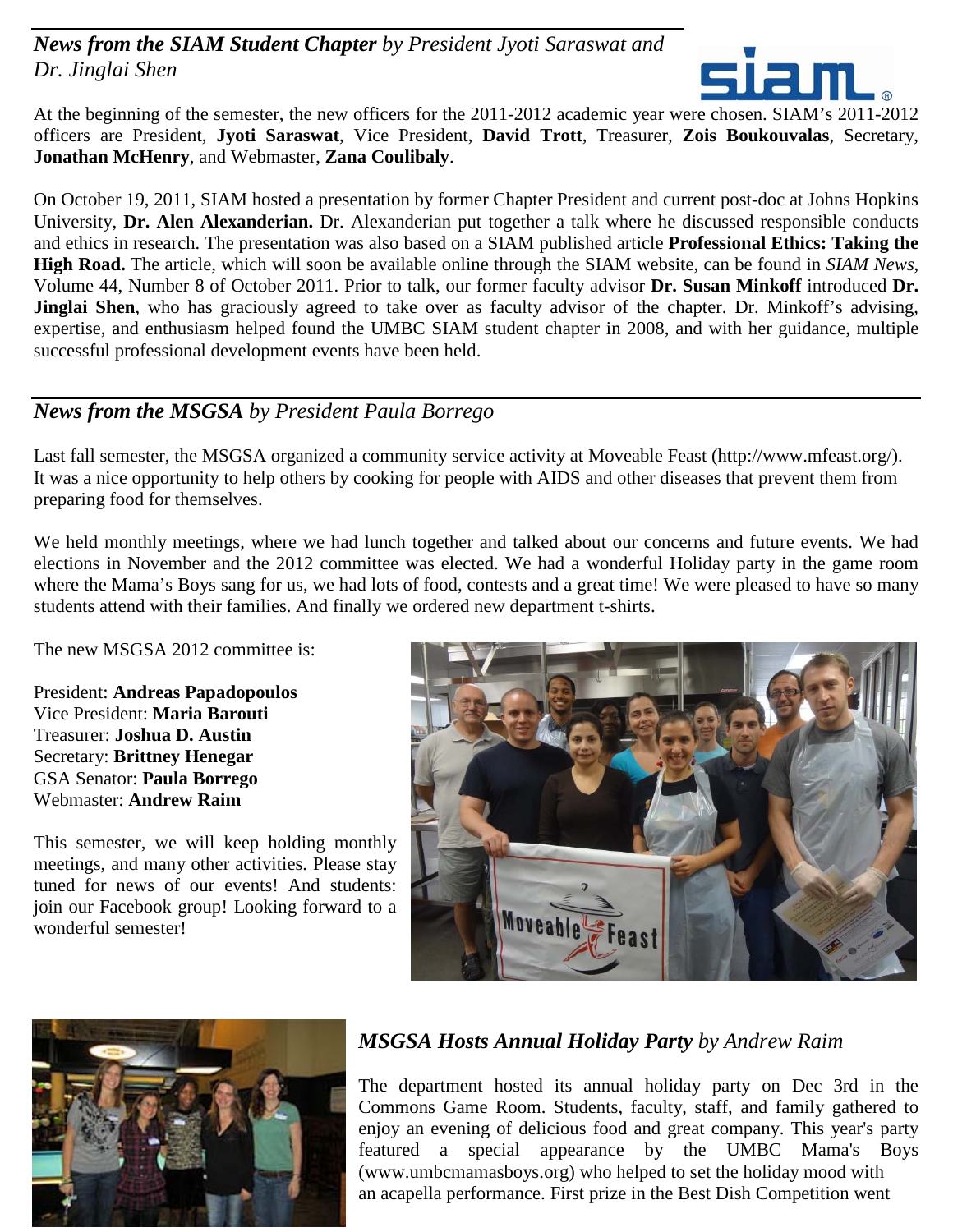## *News from the SIAM Student Chapter* *by President Jyoti Saraswat and Dr. Jinglai Shen*

At the beginning of the semester, the new officers for the 2011-2012 academic year were chosen. SIAM's 2011-2012 officers are President, **Jyoti Saraswat**, Vice President, **David Trott**, Treasurer, **Zois Boukouvalas**, Secretary, **Jonathan McHenry**, and Webmaster, **Zana Coulibaly**.

On October 19, 2011, SIAM hosted a presentation by former Chapter President and current post-doc at Johns Hopkins University, **Dr. Alen Alexanderian.** Dr. Alexanderian put together a talk where he discussed responsible conducts and ethics in research. The presentation was also based on a SIAM published article **Professional Ethics: Taking the High Road.** The article, which will soon be available online through the SIAM website, can be found in *SIAM News*, Volume 44, Number 8 of October 2011. Prior to talk, our former faculty advisor **Dr. Susan Minkoff** introduced **Dr. Jinglai Shen**, who has graciously agreed to take over as faculty advisor of the chapter. Dr. Minkoff's advising, expertise, and enthusiasm helped found the UMBC SIAM student chapter in 2008, and with her guidance, multiple successful professional development events have been held.

## *News from the MSGSA* *by President Paula Borrego*

Last fall semester, the MSGSA organized a community service activity at Moveable Feast (http://www.mfeast.org/). It was a nice opportunity to help others by cooking for people with AIDS and other diseases that prevent them from preparing food for themselves.

We held monthly meetings, where we had lunch together and talked about our concerns and future events. We had elections in November and the 2012 committee was elected. We had a wonderful Holiday party in the game room where the Mama's Boys sang for us, we had lots of food, contests and a great time! We were pleased to have so many students attend with their families. And finally we ordered new department t-shirts.

The new MSGSA 2012 committee is:

President: **Andreas Papadopoulos**
Vice President: **Maria Barouti**
Treasurer: **Joshua D. Austin**
Secretary: **Brittney Henegar**
GSA Senator: **Paula Borrego**
Webmaster: **Andrew Raim**

This semester, we will keep holding monthly meetings, and many other activities. Please stay tuned for news of our events! And students: join our Facebook group! Looking forward to a wonderful semester!

## *MSGSA Hosts Annual Holiday Party* *by Andrew Raim*

The department hosted its annual holiday party on Dec 3rd in the Commons Game Room. Students, faculty, staff, and family gathered to enjoy an evening of delicious food and great company. This year's party featured a special appearance by the UMBC Mama's Boys (www.umbcmamasboys.org) who helped to set the holiday mood with an acapella performance. First prize in the Best Dish Competition went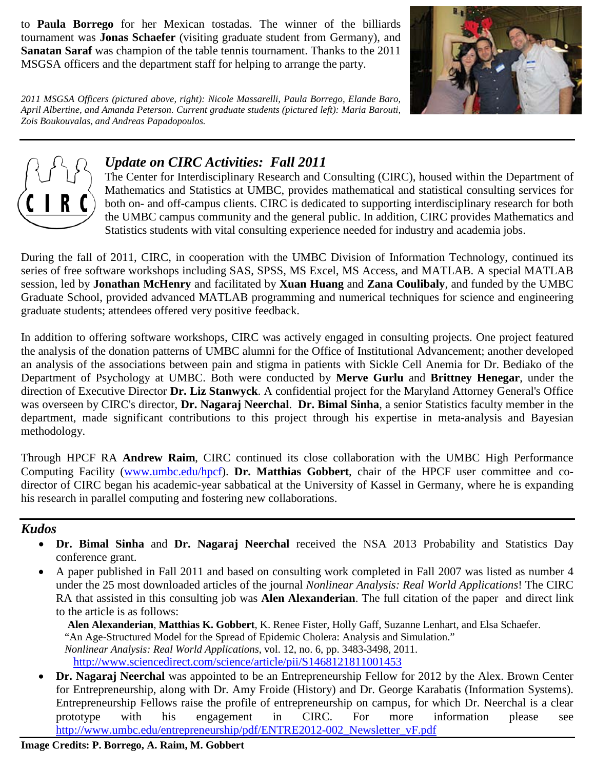to **Paula Borrego** for her Mexican tostadas. The winner of the billiards tournament was **Jonas Schaefer** (visiting graduate student from Germany), and **Sanatan Saraf** was champion of the table tennis tournament. Thanks to the 2011 MSGSA officers and the department staff for helping to arrange the party.

*2011 MSGSA Officers (pictured above, right): Nicole Massarelli, Paula Borrego, Elande Baro, April Albertine, and Amanda Peterson. Current graduate students (pictured left): Maria Barouti, Zois Boukouvalas, and Andreas Papadopoulos.*

## *Update on CIRC Activities: Fall 2011*

The Center for Interdisciplinary Research and Consulting (CIRC), housed within the Department of Mathematics and Statistics at UMBC, provides mathematical and statistical consulting services for both on- and off-campus clients. CIRC is dedicated to supporting interdisciplinary research for both the UMBC campus community and the general public. In addition, CIRC provides Mathematics and Statistics students with vital consulting experience needed for industry and academia jobs.

During the fall of 2011, CIRC, in cooperation with the UMBC Division of Information Technology, continued its series of free software workshops including SAS, SPSS, MS Excel, MS Access, and MATLAB. A special MATLAB session, led by **Jonathan McHenry** and facilitated by **Xuan Huang** and **Zana Coulibaly**, and funded by the UMBC Graduate School, provided advanced MATLAB programming and numerical techniques for science and engineering graduate students; attendees offered very positive feedback.

In addition to offering software workshops, CIRC was actively engaged in consulting projects. One project featured the analysis of the donation patterns of UMBC alumni for the Office of Institutional Advancement; another developed an analysis of the associations between pain and stigma in patients with Sickle Cell Anemia for Dr. Bediako of the Department of Psychology at UMBC. Both were conducted by **Merve Gurlu** and **Brittney Henegar**, under the direction of Executive Director **Dr. Liz Stanwyck**. A confidential project for the Maryland Attorney General's Office was overseen by CIRC's director, **Dr. Nagaraj Neerchal**. **Dr. Bimal Sinha**, a senior Statistics faculty member in the department, made significant contributions to this project through his expertise in meta-analysis and Bayesian methodology.

Through HPCF RA **Andrew Raim**, CIRC continued its close collaboration with the UMBC High Performance Computing Facility (www.umbc.edu/hpcf). **Dr. Matthias Gobbert**, chair of the HPCF user committee and co-director of CIRC began his academic-year sabbatical at the University of Kassel in Germany, where he is expanding his research in parallel computing and fostering new collaborations.

## *Kudos*

- **Dr. Bimal Sinha** and **Dr. Nagaraj Neerchal** received the NSA 2013 Probability and Statistics Day conference grant.
- A paper published in Fall 2011 and based on consulting work completed in Fall 2007 was listed as number 4 under the 25 most downloaded articles of the journal *Nonlinear Analysis: Real World Applications*! The CIRC RA that assisted in this consulting job was **Alen Alexanderian**. The full citation of the paper and direct link to the article is as follows:

  **Alen Alexanderian**, **Matthias K. Gobbert**, K. Renee Fister, Holly Gaff, Suzanne Lenhart, and Elsa Schaefer. "An Age-Structured Model for the Spread of Epidemic Cholera: Analysis and Simulation." *Nonlinear Analysis: Real World Applications*, vol. 12, no. 6, pp. 3483-3498, 2011. http://www.sciencedirect.com/science/article/pii/S1468121811001453
- **Dr. Nagaraj Neerchal** was appointed to be an Entrepreneurship Fellow for 2012 by the Alex. Brown Center for Entrepreneurship, along with Dr. Amy Froide (History) and Dr. George Karabatis (Information Systems). Entrepreneurship Fellows raise the profile of entrepreneurship on campus, for which Dr. Neerchal is a clear prototype with his engagement in CIRC. For more information please see http://www.umbc.edu/entrepreneurship/pdf/ENTRE2012-002_Newsletter_vF.pdf

**Image Credits: P. Borrego, A. Raim, M. Gobbert**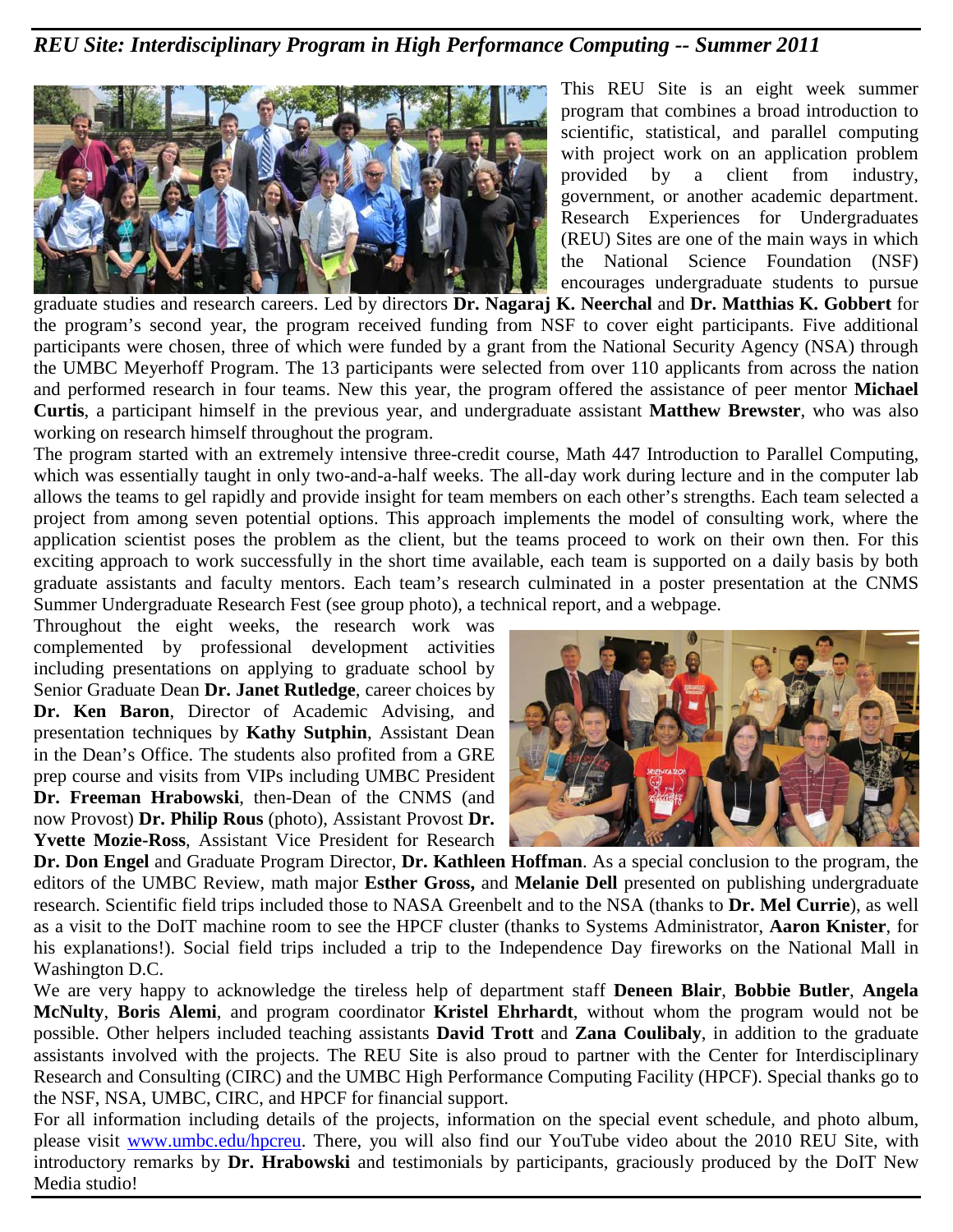## *REU Site: Interdisciplinary Program in High Performance Computing -- Summer 2011*

This REU Site is an eight week summer program that combines a broad introduction to scientific, statistical, and parallel computing with project work on an application problem provided by a client from industry, government, or another academic department. Research Experiences for Undergraduates (REU) Sites are one of the main ways in which the National Science Foundation (NSF) encourages undergraduate students to pursue graduate studies and research careers. Led by directors **Dr. Nagaraj K. Neerchal** and **Dr. Matthias K. Gobbert** for the program's second year, the program received funding from NSF to cover eight participants. Five additional participants were chosen, three of which were funded by a grant from the National Security Agency (NSA) through the UMBC Meyerhoff Program. The 13 participants were selected from over 110 applicants from across the nation and performed research in four teams. New this year, the program offered the assistance of peer mentor **Michael Curtis**, a participant himself in the previous year, and undergraduate assistant **Matthew Brewster**, who was also working on research himself throughout the program.

The program started with an extremely intensive three-credit course, Math 447 Introduction to Parallel Computing, which was essentially taught in only two-and-a-half weeks. The all-day work during lecture and in the computer lab allows the teams to gel rapidly and provide insight for team members on each other's strengths. Each team selected a project from among seven potential options. This approach implements the model of consulting work, where the application scientist poses the problem as the client, but the teams proceed to work on their own then. For this exciting approach to work successfully in the short time available, each team is supported on a daily basis by both graduate assistants and faculty mentors. Each team's research culminated in a poster presentation at the CNMS Summer Undergraduate Research Fest (see group photo), a technical report, and a webpage.

Throughout the eight weeks, the research work was complemented by professional development activities including presentations on applying to graduate school by Senior Graduate Dean **Dr. Janet Rutledge**, career choices by **Dr. Ken Baron**, Director of Academic Advising, and presentation techniques by **Kathy Sutphin**, Assistant Dean in the Dean's Office. The students also profited from a GRE prep course and visits from VIPs including UMBC President **Dr. Freeman Hrabowski**, then-Dean of the CNMS (and now Provost) **Dr. Philip Rous** (photo), Assistant Provost **Dr. Yvette Mozie-Ross**, Assistant Vice President for Research **Dr. Don Engel** and Graduate Program Director, **Dr. Kathleen Hoffman**. As a special conclusion to the program, the editors of the UMBC Review, math major **Esther Gross,** and **Melanie Dell** presented on publishing undergraduate research. Scientific field trips included those to NASA Greenbelt and to the NSA (thanks to **Dr. Mel Currie**), as well as a visit to the DoIT machine room to see the HPCF cluster (thanks to Systems Administrator, **Aaron Knister**, for his explanations!). Social field trips included a trip to the Independence Day fireworks on the National Mall in Washington D.C.

We are very happy to acknowledge the tireless help of department staff **Deneen Blair**, **Bobbie Butler**, **Angela McNulty**, **Boris Alemi**, and program coordinator **Kristel Ehrhardt**, without whom the program would not be possible. Other helpers included teaching assistants **David Trott** and **Zana Coulibaly**, in addition to the graduate assistants involved with the projects. The REU Site is also proud to partner with the Center for Interdisciplinary Research and Consulting (CIRC) and the UMBC High Performance Computing Facility (HPCF). Special thanks go to the NSF, NSA, UMBC, CIRC, and HPCF for financial support.

For all information including details of the projects, information on the special event schedule, and photo album, please visit [www.umbc.edu/hpcreu](http://www.umbc.edu/hpcreu). There, you will also find our YouTube video about the 2010 REU Site, with introductory remarks by **Dr. Hrabowski** and testimonials by participants, graciously produced by the DoIT New Media studio!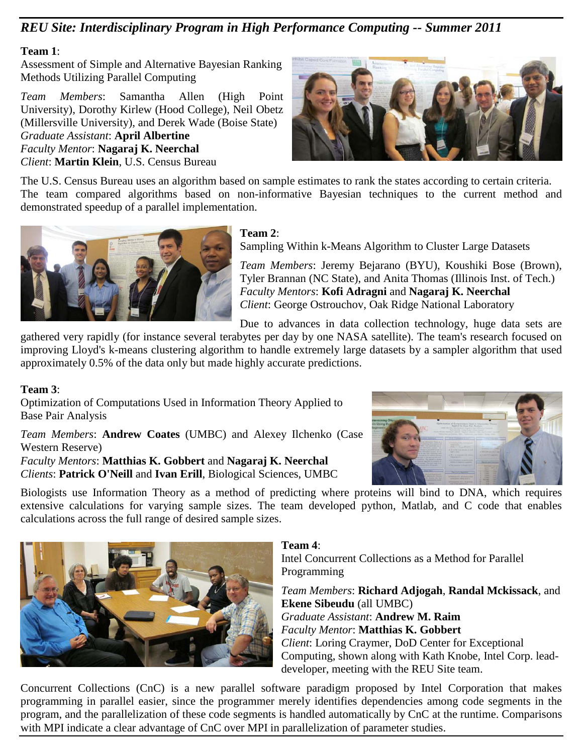## *REU Site: Interdisciplinary Program in High Performance Computing -- Summer 2011*

**Team 1**:
Assessment of Simple and Alternative Bayesian Ranking Methods Utilizing Parallel Computing

*Team Members*: Samantha Allen (High Point University), Dorothy Kirlew (Hood College), Neil Obetz (Millersville University), and Derek Wade (Boise State)
*Graduate Assistant*: **April Albertine**
*Faculty Mentor*: **Nagaraj K. Neerchal**
*Client*: **Martin Klein**, U.S. Census Bureau

The U.S. Census Bureau uses an algorithm based on sample estimates to rank the states according to certain criteria. The team compared algorithms based on non-informative Bayesian techniques to the current method and demonstrated speedup of a parallel implementation.

**Team 2**:
Sampling Within k-Means Algorithm to Cluster Large Datasets

*Team Members*: Jeremy Bejarano (BYU), Koushiki Bose (Brown), Tyler Brannan (NC State), and Anita Thomas (Illinois Inst. of Tech.)
*Faculty Mentors*: **Kofi Adragni** and **Nagaraj K. Neerchal**
*Client*: George Ostrouchov, Oak Ridge National Laboratory

Due to advances in data collection technology, huge data sets are gathered very rapidly (for instance several terabytes per day by one NASA satellite). The team's research focused on improving Lloyd's k-means clustering algorithm to handle extremely large datasets by a sampler algorithm that used approximately 0.5% of the data only but made highly accurate predictions.

**Team 3**:
Optimization of Computations Used in Information Theory Applied to Base Pair Analysis

*Team Members*: **Andrew Coates** (UMBC) and Alexey Ilchenko (Case Western Reserve)
*Faculty Mentors*: **Matthias K. Gobbert** and **Nagaraj K. Neerchal**
*Clients*: **Patrick O'Neill** and **Ivan Erill**, Biological Sciences, UMBC

Biologists use Information Theory as a method of predicting where proteins will bind to DNA, which requires extensive calculations for varying sample sizes. The team developed python, Matlab, and C code that enables calculations across the full range of desired sample sizes.

**Team 4**:
Intel Concurrent Collections as a Method for Parallel Programming

*Team Members*: **Richard Adjogah**, **Randal Mckissack**, and **Ekene Sibeudu** (all UMBC)
*Graduate Assistant*: **Andrew M. Raim**
*Faculty Mentor*: **Matthias K. Gobbert**
*Client*: Loring Craymer, DoD Center for Exceptional Computing, shown along with Kath Knobe, Intel Corp. lead-developer, meeting with the REU Site team.

Concurrent Collections (CnC) is a new parallel software paradigm proposed by Intel Corporation that makes programming in parallel easier, since the programmer merely identifies dependencies among code segments in the program, and the parallelization of these code segments is handled automatically by CnC at the runtime. Comparisons with MPI indicate a clear advantage of CnC over MPI in parallelization of parameter studies.